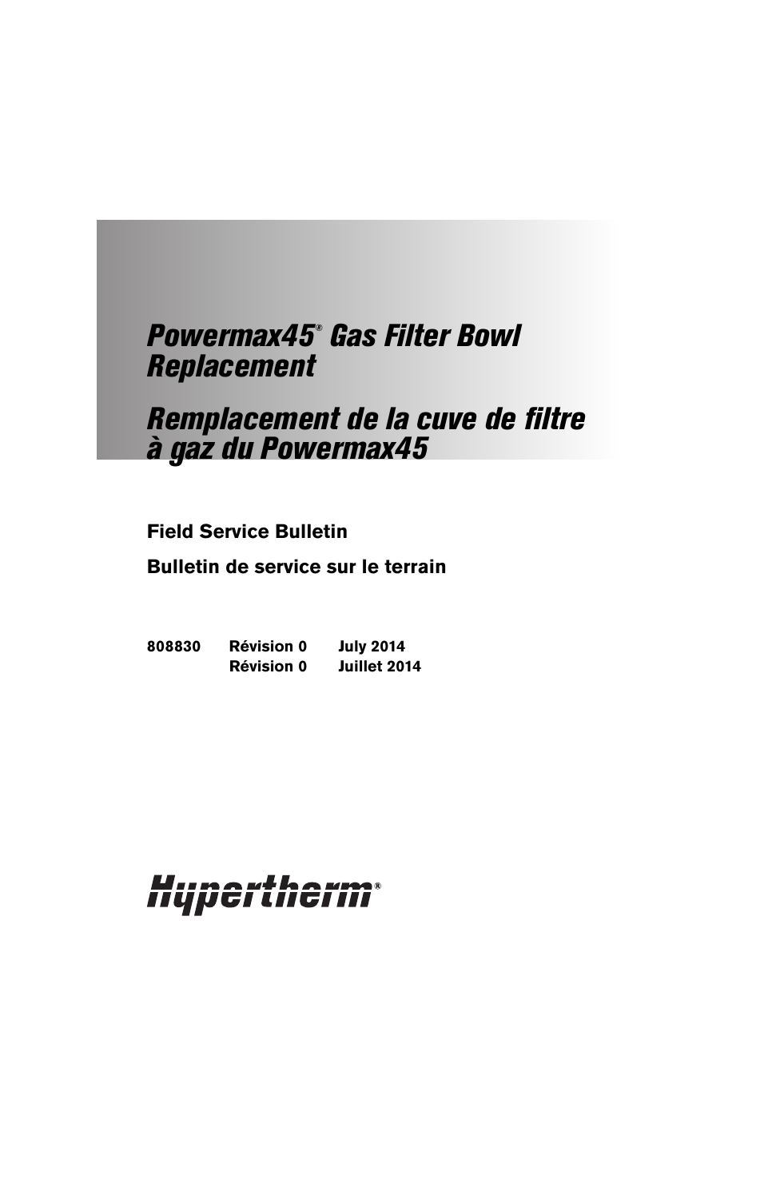# *Powermax45® Gas Filter Bowl Replacement*

# *Remplacement de la cuve de filtre à gaz du Powermax45*

**Field Service Bulletin**

**Bulletin de service sur le terrain**

**808830 Révision 0 July 2014**

**Révision 0 Juillet 2014**

Hypertherm®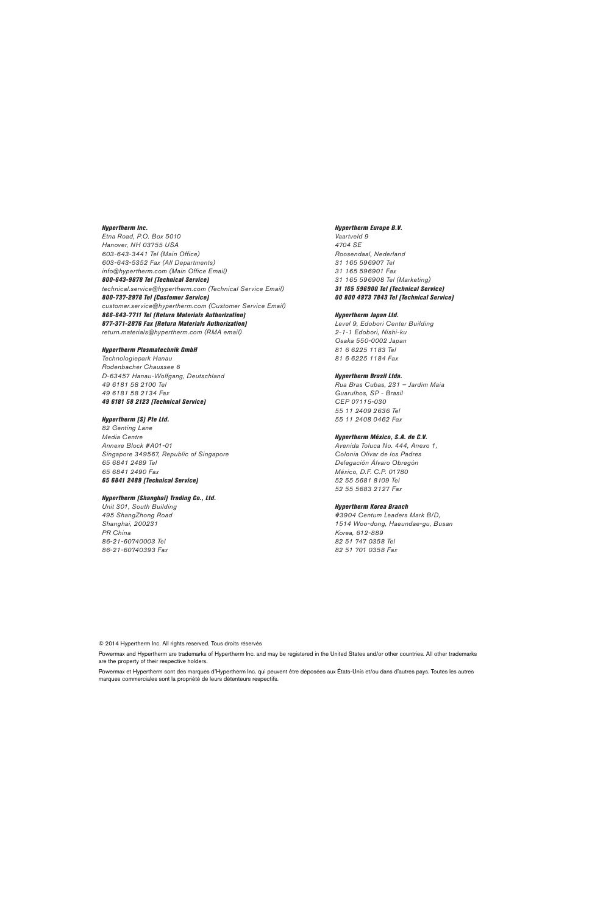**Hypertherm Inc.**
*Etna Road, P.O. Box 5010*
*Hanover, NH 03755 USA*
*603-643-3441 Tel (Main Office)*
*603-643-5352 Fax (All Departments)*
*info@hypertherm.com (Main Office Email)*
***800-643-9878 Tel (Technical Service)***
*technical.service@hypertherm.com (Technical Service Email)*
***800-737-2978 Tel (Customer Service)***
*customer.service@hypertherm.com (Customer Service Email)*
***866-643-7711 Tel (Return Materials Authorization)***
***877-371-2876 Fax (Return Materials Authorization)***
*return.materials@hypertherm.com (RMA email)*

**Hypertherm Plasmatechnik GmbH**
*Technologiepark Hanau*
*Rodenbacher Chaussee 6*
*D-63457 Hanau-Wolfgang, Deutschland*
*49 6181 58 2100 Tel*
*49 6181 58 2134 Fax*
***49 6181 58 2123 (Technical Service)***

**Hypertherm (S) Pte Ltd.**
*82 Genting Lane*
*Media Centre*
*Annexe Block #A01-01*
*Singapore 349567, Republic of Singapore*
*65 6841 2489 Tel*
*65 6841 2490 Fax*
***65 6841 2489 (Technical Service)***

**Hypertherm (Shanghai) Trading Co., Ltd.**
*Unit 301, South Building*
*495 ShangZhong Road*
*Shanghai, 200231*
*PR China*
*86-21-60740003 Tel*
*86-21-60740393 Fax*

**Hypertherm Europe B.V.**
*Vaartveld 9*
*4704 SE*
*Roosendaal, Nederland*
*31 165 596907 Tel*
*31 165 596901 Fax*
*31 165 596908 Tel (Marketing)*
***31 165 596900 Tel (Technical Service)***
***00 800 4973 7843 Tel (Technical Service)***

**Hypertherm Japan Ltd.**
*Level 9, Edobori Center Building*
*2-1-1 Edobori, Nishi-ku*
*Osaka 550-0002 Japan*
*81 6 6225 1183 Tel*
*81 6 6225 1184 Fax*

**Hypertherm Brasil Ltda.**
*Rua Bras Cubas, 231 – Jardim Maia*
*Guarulhos, SP - Brasil*
*CEP 07115-030*
*55 11 2409 2636 Tel*
*55 11 2408 0462 Fax*

**Hypertherm México, S.A. de C.V.**
*Avenida Toluca No. 444, Anexo 1,*
*Colonia Olivar de los Padres*
*Delegación Álvaro Obregón*
*México, D.F. C.P. 01780*
*52 55 5681 8109 Tel*
*52 55 5683 2127 Fax*

**Hypertherm Korea Branch**
*#3904 Centum Leaders Mark B/D,*
*1514 Woo-dong, Haeundae-gu, Busan*
*Korea, 612-889*
*82 51 747 0358 Tel*
*82 51 701 0358 Fax*

© 2014 Hypertherm Inc. All rights reserved. Tous droits réservés

Powermax and Hypertherm are trademarks of Hypertherm Inc. and may be registered in the United States and/or other countries. All other trademarks are the property of their respective holders.

Powermax et Hypertherm sont des marques d'Hypertherm Inc. qui peuvent être déposées aux États-Unis et/ou dans d'autres pays. Toutes les autres marques commerciales sont la propriété de leurs détenteurs respectifs.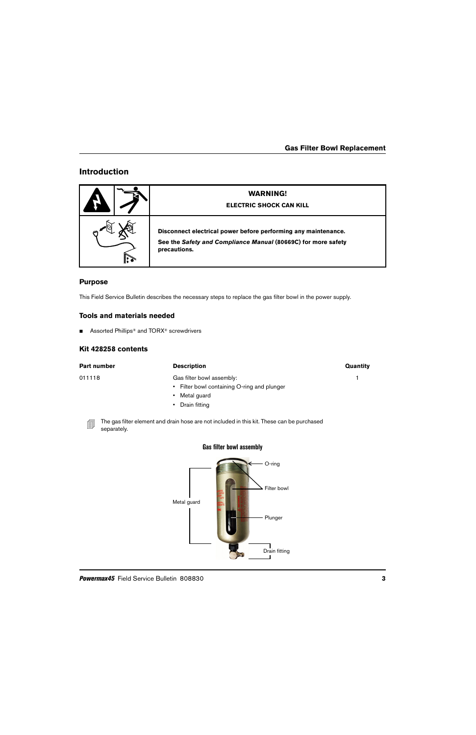## Introduction

| | **WARNING!** |
|---|---|
| | **ELECTRIC SHOCK CAN KILL** |
| | **Disconnect electrical power before performing any maintenance.** |
| | **See the *Safety and Compliance Manual* (80669C) for more safety precautions.** |

### Purpose

This Field Service Bulletin describes the necessary steps to replace the gas filter bowl in the power supply.

### Tools and materials needed

- Assorted Phillips® and TORX® screwdrivers

### Kit 428258 contents

| Part number | Description | Quantity |
|---|---|---|
| 011118 | Gas filter bowl assembly:<br>• Filter bowl containing O-ring and plunger<br>• Metal guard<br>• Drain fitting | 1 |

The gas filter element and drain hose are not included in this kit. These can be purchased separately.

**Gas filter bowl assembly**

O-ring

Filter bowl

Metal guard

Plunger

Drain fitting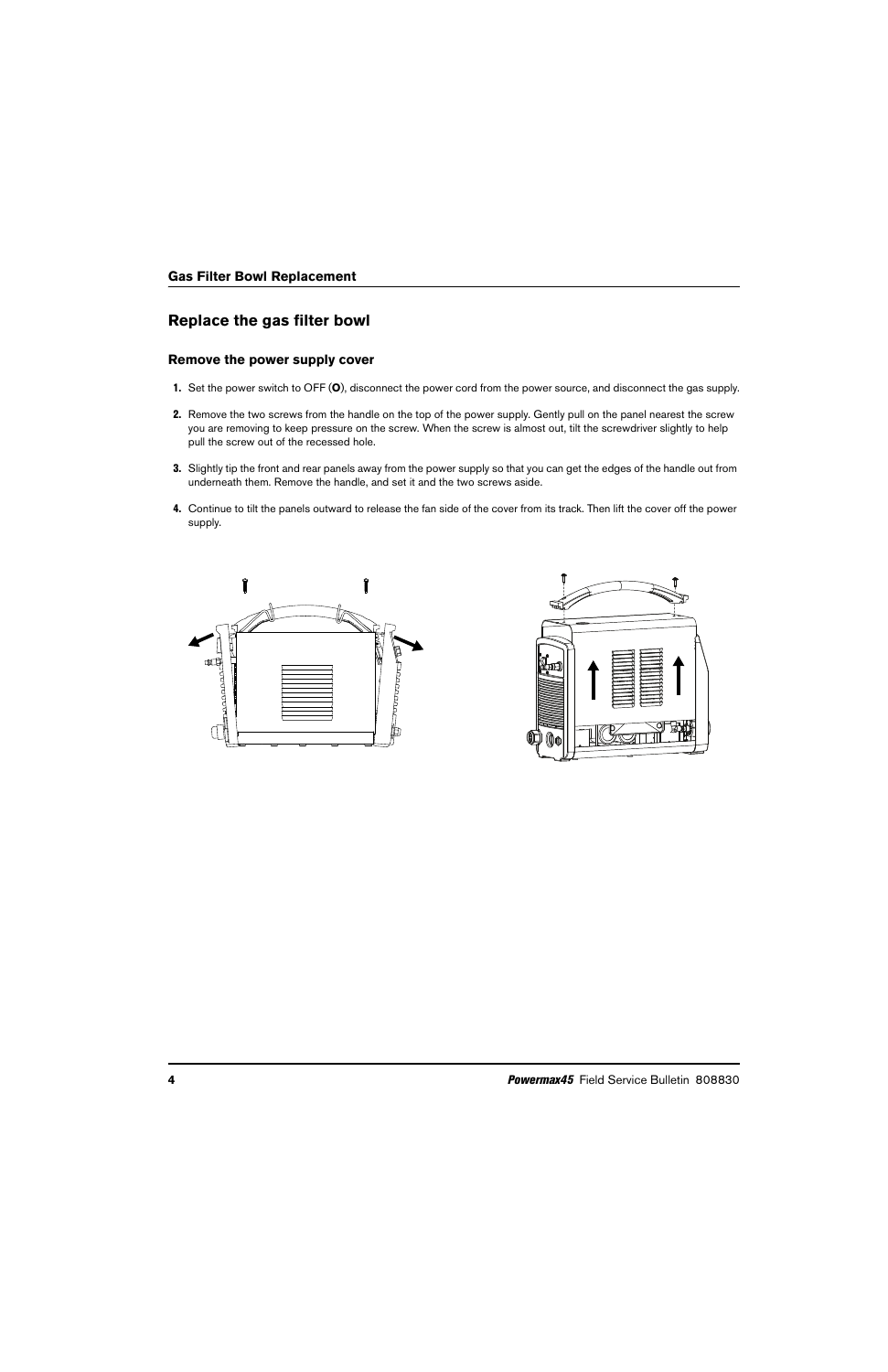## Replace the gas filter bowl

### Remove the power supply cover

1. Set the power switch to OFF (**O**), disconnect the power cord from the power source, and disconnect the gas supply.
2. Remove the two screws from the handle on the top of the power supply. Gently pull on the panel nearest the screw you are removing to keep pressure on the screw. When the screw is almost out, tilt the screwdriver slightly to help pull the screw out of the recessed hole.
3. Slightly tip the front and rear panels away from the power supply so that you can get the edges of the handle out from underneath them. Remove the handle, and set it and the two screws aside.
4. Continue to tilt the panels outward to release the fan side of the cover from its track. Then lift the cover off the power supply.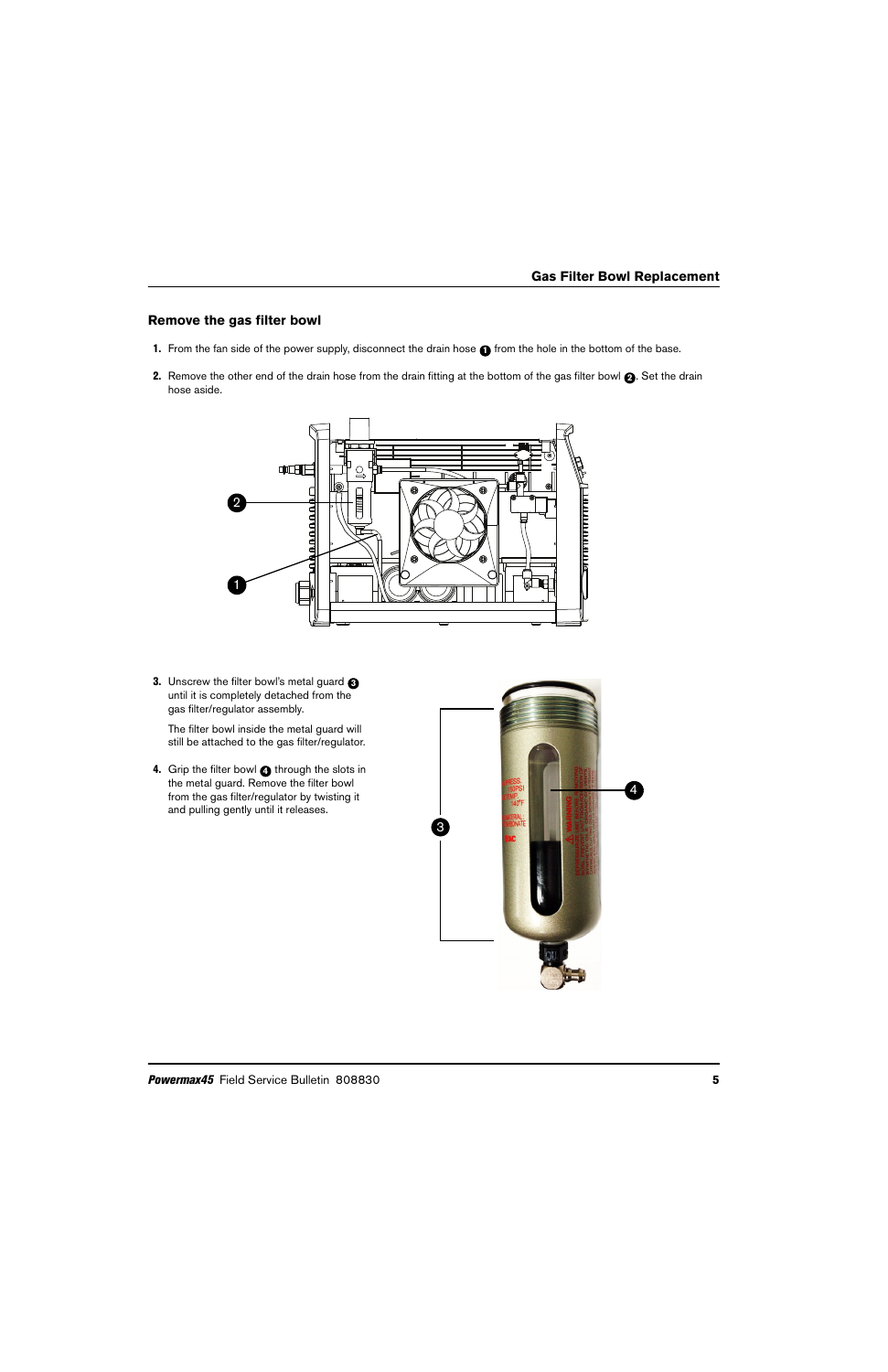## Remove the gas filter bowl

1. From the fan side of the power supply, disconnect the drain hose ❶ from the hole in the bottom of the base.
2. Remove the other end of the drain hose from the drain fitting at the bottom of the gas filter bowl ❷. Set the drain hose aside.
3. Unscrew the filter bowl's metal guard ❸ until it is completely detached from the gas filter/regulator assembly.

   The filter bowl inside the metal guard will still be attached to the gas filter/regulator.
4. Grip the filter bowl ❹ through the slots in the metal guard. Remove the filter bowl from the gas filter/regulator by twisting it and pulling gently until it releases.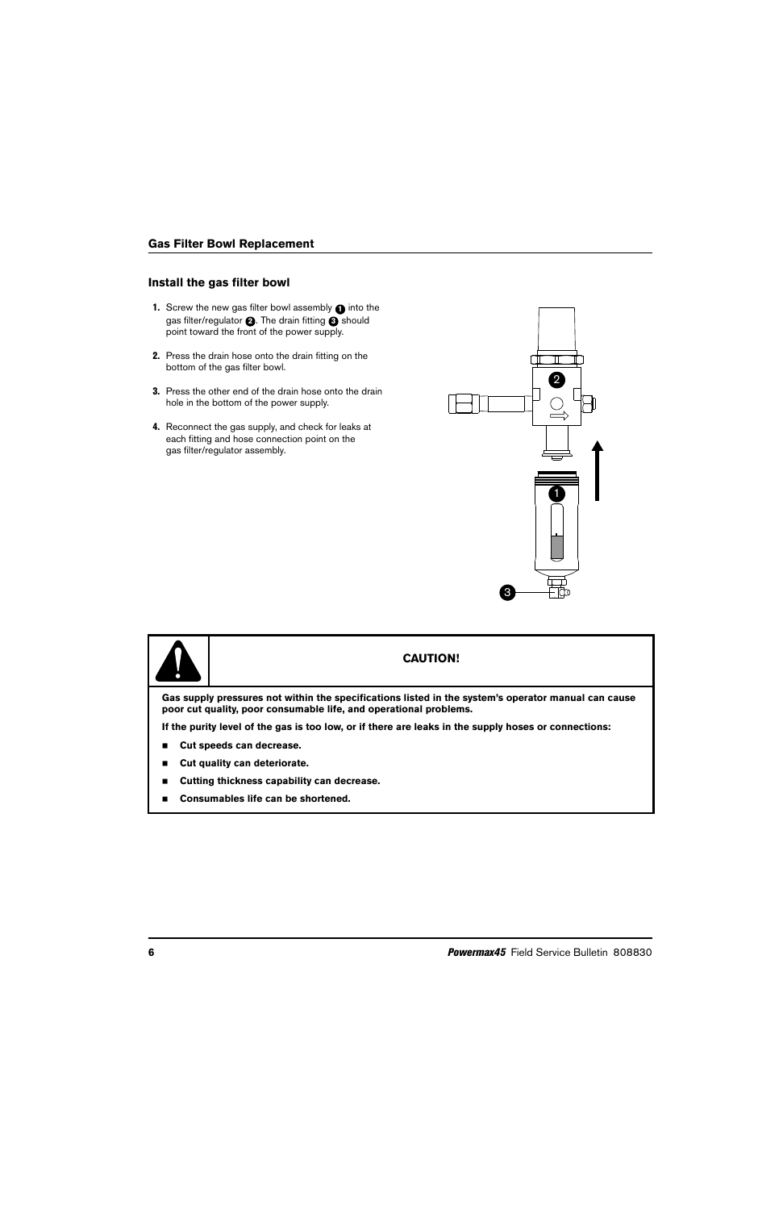## Gas Filter Bowl Replacement

### Install the gas filter bowl

1. Screw the new gas filter bowl assembly 1 into the gas filter/regulator 2. The drain fitting 3 should point toward the front of the power supply.
2. Press the drain hose onto the drain fitting on the bottom of the gas filter bowl.
3. Press the other end of the drain hose onto the drain hole in the bottom of the power supply.
4. Reconnect the gas supply, and check for leaks at each fitting and hose connection point on the gas filter/regulator assembly.

**CAUTION!**

**Gas supply pressures not within the specifications listed in the system's operator manual can cause poor cut quality, poor consumable life, and operational problems.**

**If the purity level of the gas is too low, or if there are leaks in the supply hoses or connections:**

- **Cut speeds can decrease.**
- **Cut quality can deteriorate.**
- **Cutting thickness capability can decrease.**
- **Consumables life can be shortened.**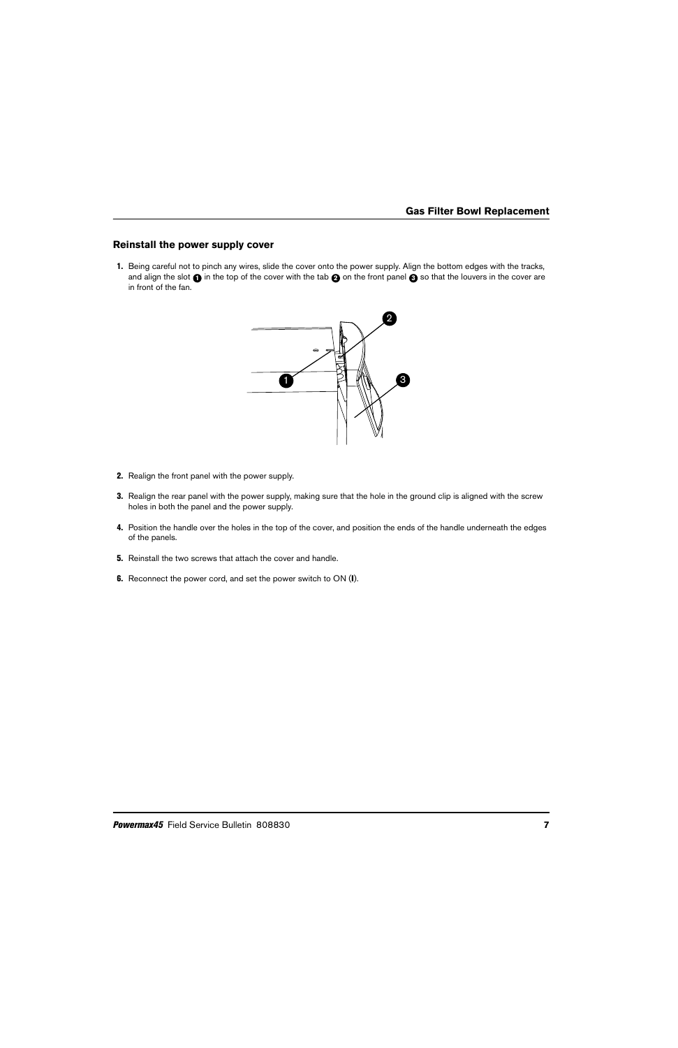## Reinstall the power supply cover

1. Being careful not to pinch any wires, slide the cover onto the power supply. Align the bottom edges with the tracks, and align the slot 1 in the top of the cover with the tab 2 on the front panel 3 so that the louvers in the cover are in front of the fan.

2. Realign the front panel with the power supply.

3. Realign the rear panel with the power supply, making sure that the hole in the ground clip is aligned with the screw holes in both the panel and the power supply.

4. Position the handle over the holes in the top of the cover, and position the ends of the handle underneath the edges of the panels.

5. Reinstall the two screws that attach the cover and handle.

6. Reconnect the power cord, and set the power switch to ON (**I**).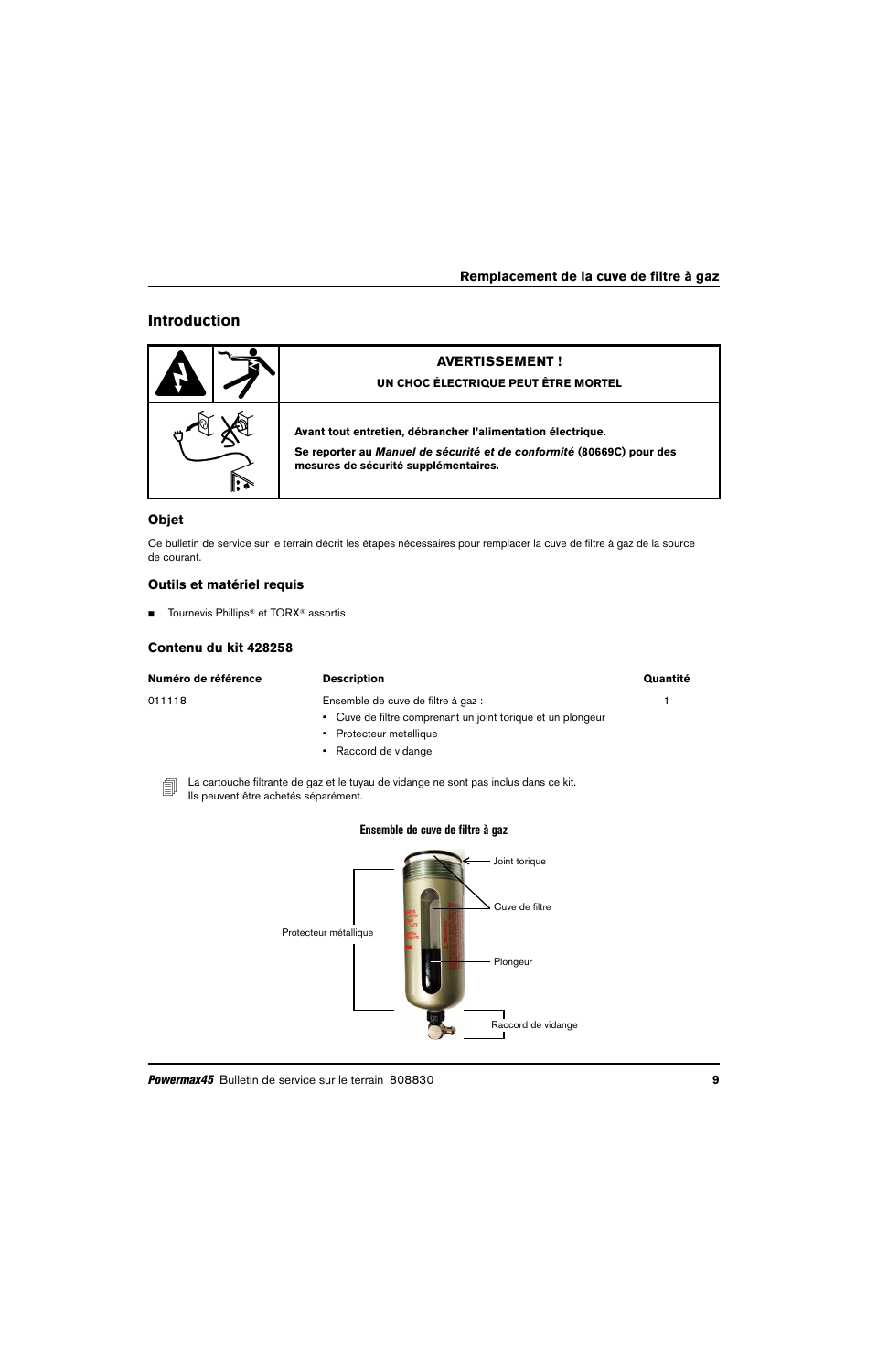## Introduction

| | **AVERTISSEMENT !** **UN CHOC ÉLECTRIQUE PEUT ÊTRE MORTEL** |
|---|---|
| | **Avant tout entretien, débrancher l'alimentation électrique.** **Se reporter au *Manuel de sécurité et de conformité* (80669C) pour des mesures de sécurité supplémentaires.** |

### Objet

Ce bulletin de service sur le terrain décrit les étapes nécessaires pour remplacer la cuve de filtre à gaz de la source de courant.

### Outils et matériel requis

- Tournevis Phillips® et TORX® assortis

### Contenu du kit 428258

| Numéro de référence | Description | Quantité |
|---|---|---|
| 011118 | Ensemble de cuve de filtre à gaz : <br>• Cuve de filtre comprenant un joint torique et un plongeur<br>• Protecteur métallique<br>• Raccord de vidange | 1 |

La cartouche filtrante de gaz et le tuyau de vidange ne sont pas inclus dans ce kit. Ils peuvent être achetés séparément.

**Ensemble de cuve de filtre à gaz**

Joint torique

Cuve de filtre

Protecteur métallique

Plongeur

Raccord de vidange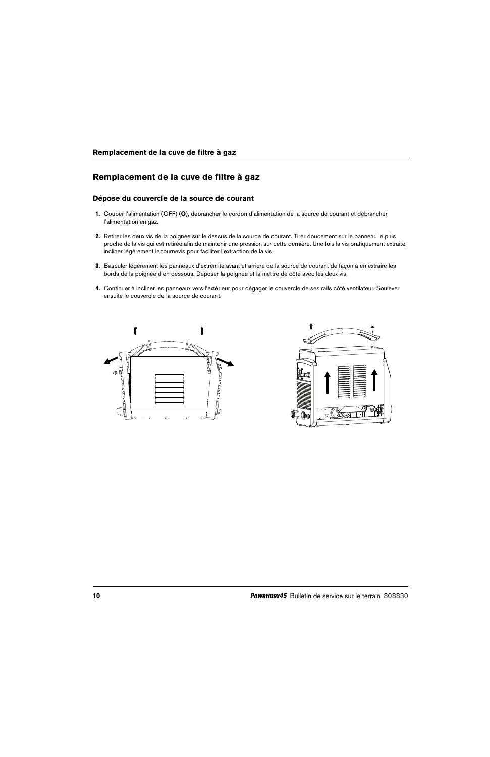# Remplacement de la cuve de filtre à gaz

## Dépose du couvercle de la source de courant

1. Couper l'alimentation (OFF) (**O**), débrancher le cordon d'alimentation de la source de courant et débrancher l'alimentation en gaz.

2. Retirer les deux vis de la poignée sur le dessus de la source de courant. Tirer doucement sur le panneau le plus proche de la vis qui est retirée afin de maintenir une pression sur cette dernière. Une fois la vis pratiquement extraite, incliner légèrement le tournevis pour faciliter l'extraction de la vis.

3. Basculer légèrement les panneaux d'extrémité avant et arrière de la source de courant de façon à en extraire les bords de la poignée d'en dessous. Déposer la poignée et la mettre de côté avec les deux vis.

4. Continuer à incliner les panneaux vers l'extérieur pour dégager le couvercle de ses rails côté ventilateur. Soulever ensuite le couvercle de la source de courant.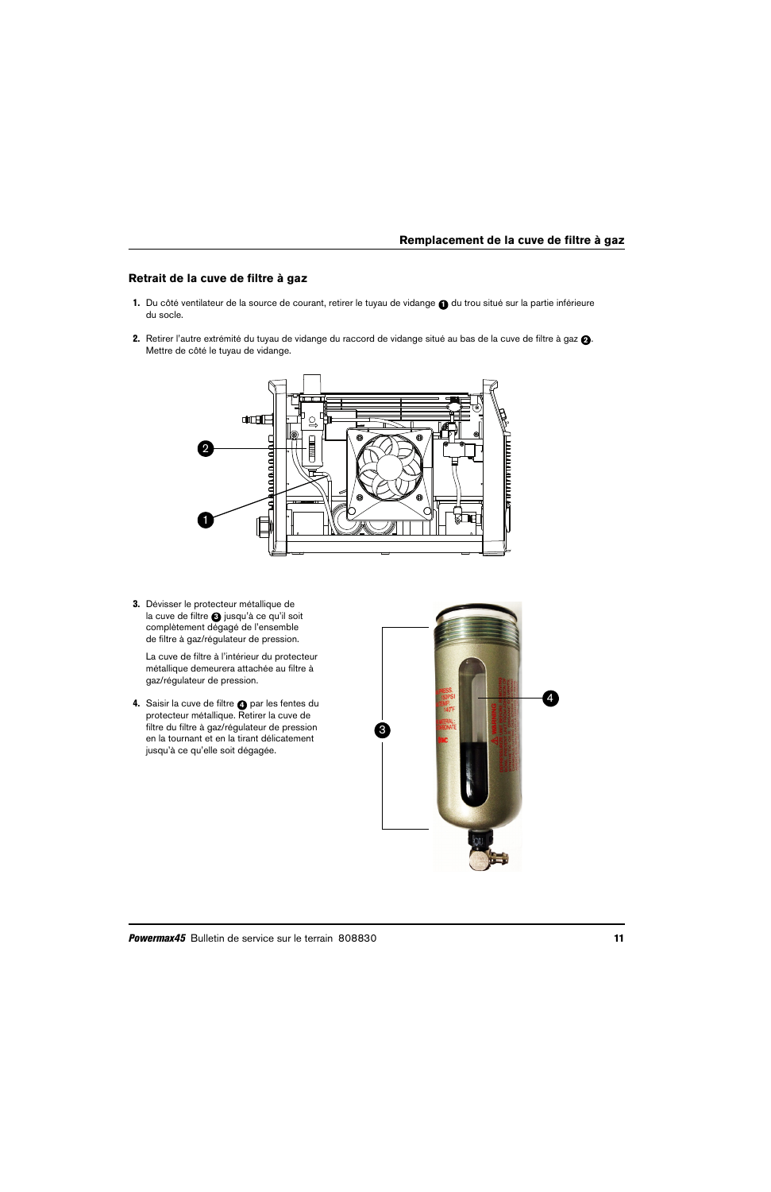## Retrait de la cuve de filtre à gaz

1. Du côté ventilateur de la source de courant, retirer le tuyau de vidange 1 du trou situé sur la partie inférieure du socle.

2. Retirer l'autre extrémité du tuyau de vidange du raccord de vidange situé au bas de la cuve de filtre à gaz 2. Mettre de côté le tuyau de vidange.

3. Dévisser le protecteur métallique de la cuve de filtre 3 jusqu'à ce qu'il soit complètement dégagé de l'ensemble de filtre à gaz/régulateur de pression.

   La cuve de filtre à l'intérieur du protecteur métallique demeurera attachée au filtre à gaz/régulateur de pression.

4. Saisir la cuve de filtre 4 par les fentes du protecteur métallique. Retirer la cuve de filtre du filtre à gaz/régulateur de pression en la tournant et en la tirant délicatement jusqu'à ce qu'elle soit dégagée.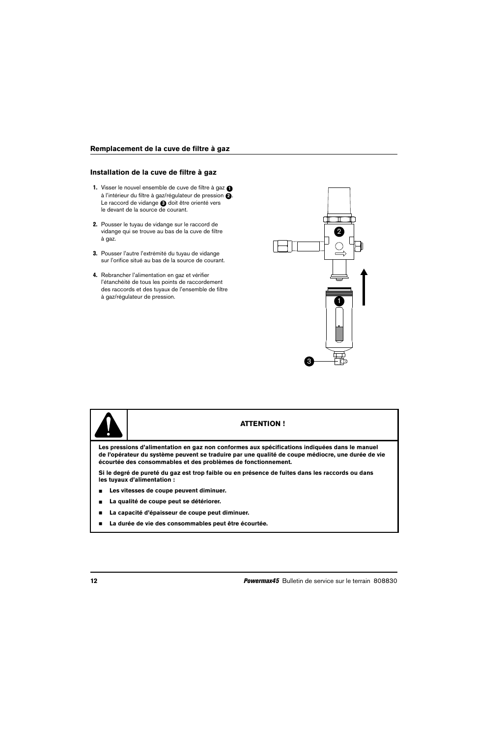## Remplacement de la cuve de filtre à gaz

### Installation de la cuve de filtre à gaz

1. Visser le nouvel ensemble de cuve de filtre à gaz ❶ à l'intérieur du filtre à gaz/régulateur de pression ❷. Le raccord de vidange ❸ doit être orienté vers le devant de la source de courant.
2. Pousser le tuyau de vidange sur le raccord de vidange qui se trouve au bas de la cuve de filtre à gaz.
3. Pousser l'autre extrémité du tuyau de vidange sur l'orifice situé au bas de la source de courant.
4. Rebrancher l'alimentation en gaz et vérifier l'étanchéité de tous les points de raccordement des raccords et des tuyaux de l'ensemble de filtre à gaz/régulateur de pression.

**ATTENTION !**

**Les pressions d'alimentation en gaz non conformes aux spécifications indiquées dans le manuel de l'opérateur du système peuvent se traduire par une qualité de coupe médiocre, une durée de vie écourtée des consommables et des problèmes de fonctionnement.**

**Si le degré de pureté du gaz est trop faible ou en présence de fuites dans les raccords ou dans les tuyaux d'alimentation :**

- **Les vitesses de coupe peuvent diminuer.**
- **La qualité de coupe peut se détériorer.**
- **La capacité d'épaisseur de coupe peut diminuer.**
- **La durée de vie des consommables peut être écourtée.**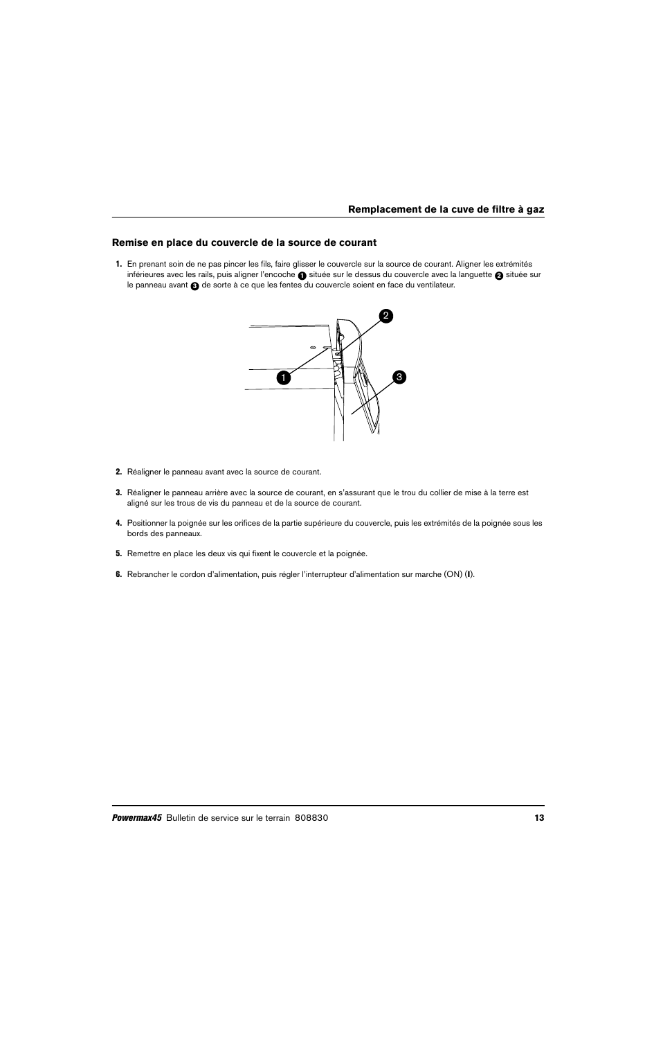### Remise en place du couvercle de la source de courant

1. En prenant soin de ne pas pincer les fils, faire glisser le couvercle sur la source de courant. Aligner les extrémités inférieures avec les rails, puis aligner l'encoche 1 située sur le dessus du couvercle avec la languette 2 située sur le panneau avant 3 de sorte à ce que les fentes du couvercle soient en face du ventilateur.

2
1
3

2. Réaligner le panneau avant avec la source de courant.

3. Réaligner le panneau arrière avec la source de courant, en s'assurant que le trou du collier de mise à la terre est aligné sur les trous de vis du panneau et de la source de courant.

4. Positionner la poignée sur les orifices de la partie supérieure du couvercle, puis les extrémités de la poignée sous les bords des panneaux.

5. Remettre en place les deux vis qui fixent le couvercle et la poignée.

6. Rebrancher le cordon d'alimentation, puis régler l'interrupteur d'alimentation sur marche (ON) (**I**).